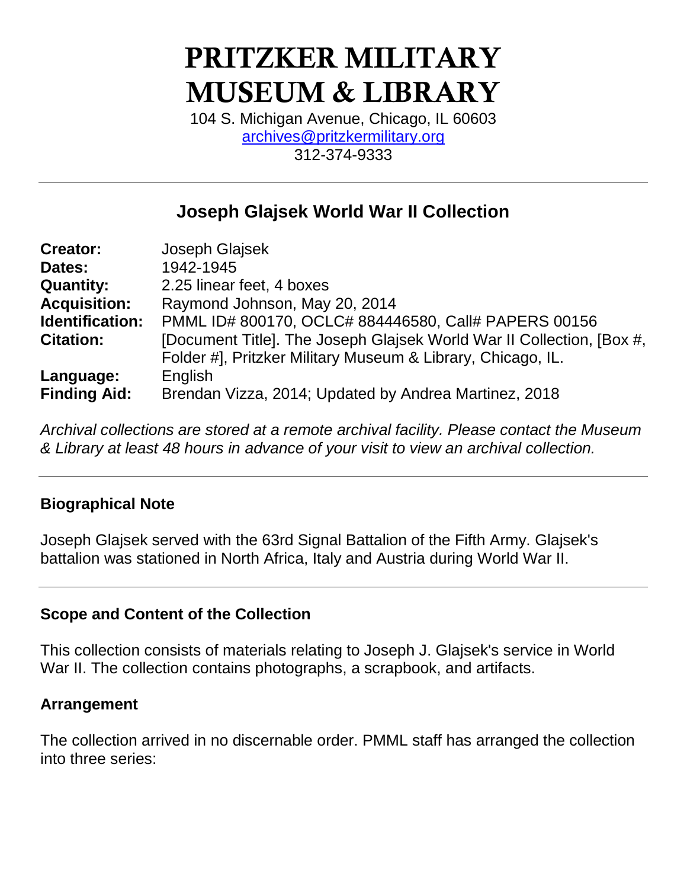# PRITZKER MILITARY MUSEUM & LIBRARY

104 S. Michigan Avenue, Chicago, IL 60603
archives@pritzkermilitary.org
312-374-9333

---

## Joseph Glajsek World War II Collection

| | |
|---|---|
| **Creator:** | Joseph Glajsek |
| **Dates:** | 1942-1945 |
| **Quantity:** | 2.25 linear feet, 4 boxes |
| **Acquisition:** | Raymond Johnson, May 20, 2014 |
| **Identification:** | PMML ID# 800170, OCLC# 884446580, Call# PAPERS 00156 |
| **Citation:** | [Document Title]. The Joseph Glajsek World War II Collection, [Box #, Folder #], Pritzker Military Museum & Library, Chicago, IL. |
| **Language:** | English |
| **Finding Aid:** | Brendan Vizza, 2014; Updated by Andrea Martinez, 2018 |

*Archival collections are stored at a remote archival facility. Please contact the Museum & Library at least 48 hours in advance of your visit to view an archival collection.*

---

### Biographical Note

Joseph Glajsek served with the 63rd Signal Battalion of the Fifth Army. Glajsek's battalion was stationed in North Africa, Italy and Austria during World War II.

---

### Scope and Content of the Collection

This collection consists of materials relating to Joseph J. Glajsek's service in World War II. The collection contains photographs, a scrapbook, and artifacts.

### Arrangement

The collection arrived in no discernable order. PMML staff has arranged the collection into three series: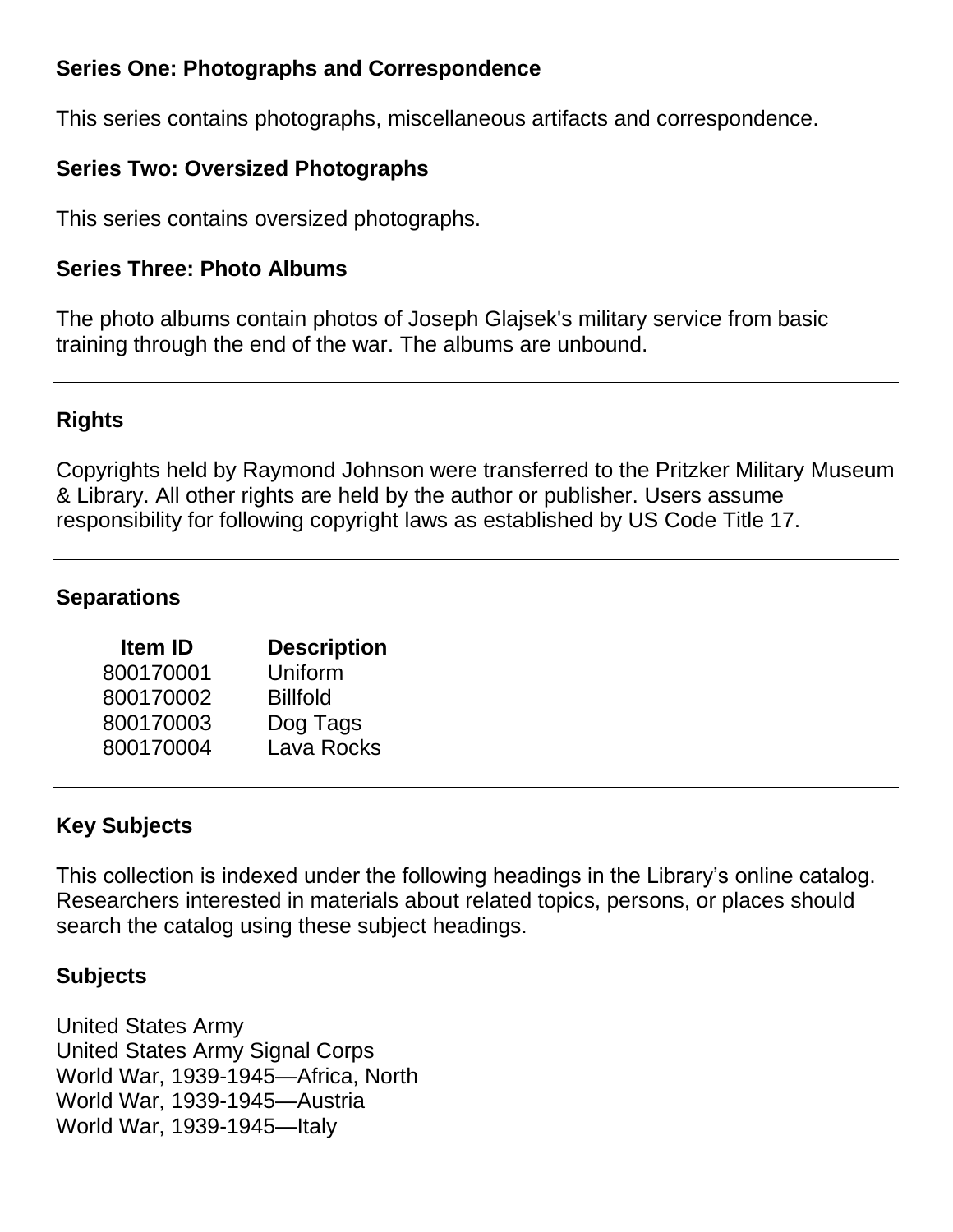### Series One: Photographs and Correspondence

This series contains photographs, miscellaneous artifacts and correspondence.

### Series Two: Oversized Photographs

This series contains oversized photographs.

### Series Three: Photo Albums

The photo albums contain photos of Joseph Glajsek's military service from basic training through the end of the war. The albums are unbound.

---

## Rights

Copyrights held by Raymond Johnson were transferred to the Pritzker Military Museum & Library. All other rights are held by the author or publisher. Users assume responsibility for following copyright laws as established by US Code Title 17.

---

## Separations

| Item ID | Description |
| --- | --- |
| 800170001 | Uniform |
| 800170002 | Billfold |
| 800170003 | Dog Tags |
| 800170004 | Lava Rocks |

---

## Key Subjects

This collection is indexed under the following headings in the Library's online catalog. Researchers interested in materials about related topics, persons, or places should search the catalog using these subject headings.

### Subjects

United States Army
United States Army Signal Corps
World War, 1939-1945—Africa, North
World War, 1939-1945—Austria
World War, 1939-1945—Italy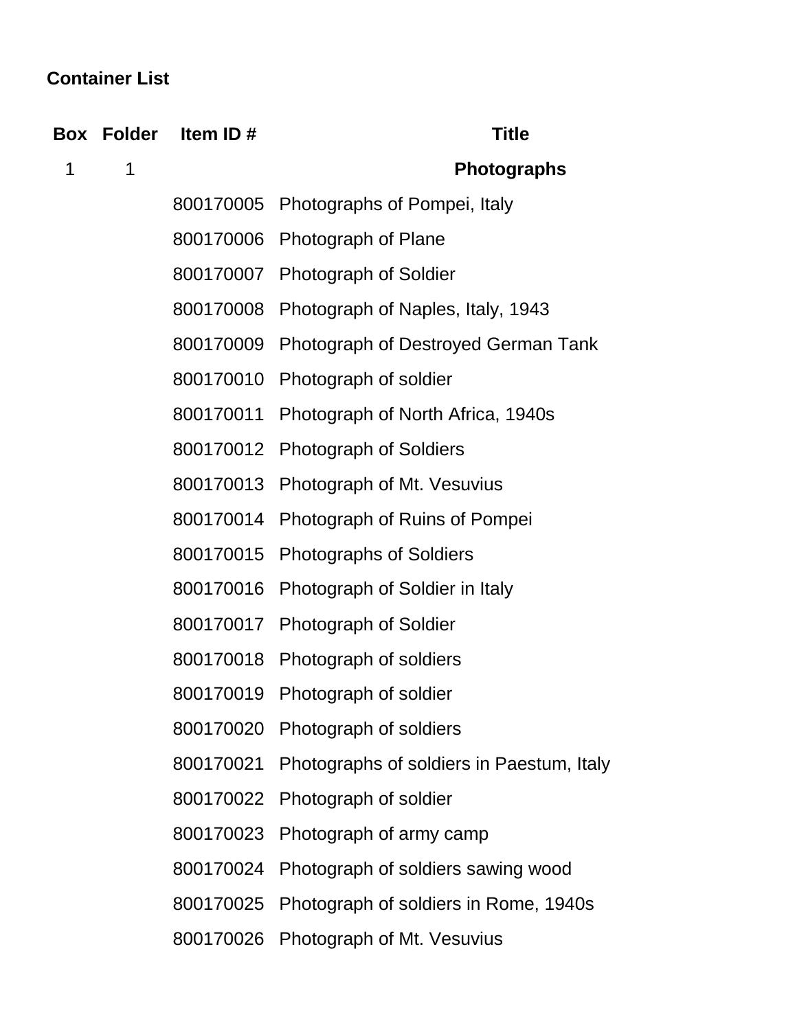## Container List

| Box | Folder | Item ID # | Title |
|---|---|---|---|
| 1 | 1 | | **Photographs** |
| | | 800170005 | Photographs of Pompei, Italy |
| | | 800170006 | Photograph of Plane |
| | | 800170007 | Photograph of Soldier |
| | | 800170008 | Photograph of Naples, Italy, 1943 |
| | | 800170009 | Photograph of Destroyed German Tank |
| | | 800170010 | Photograph of soldier |
| | | 800170011 | Photograph of North Africa, 1940s |
| | | 800170012 | Photograph of Soldiers |
| | | 800170013 | Photograph of Mt. Vesuvius |
| | | 800170014 | Photograph of Ruins of Pompei |
| | | 800170015 | Photographs of Soldiers |
| | | 800170016 | Photograph of Soldier in Italy |
| | | 800170017 | Photograph of Soldier |
| | | 800170018 | Photograph of soldiers |
| | | 800170019 | Photograph of soldier |
| | | 800170020 | Photograph of soldiers |
| | | 800170021 | Photographs of soldiers in Paestum, Italy |
| | | 800170022 | Photograph of soldier |
| | | 800170023 | Photograph of army camp |
| | | 800170024 | Photograph of soldiers sawing wood |
| | | 800170025 | Photograph of soldiers in Rome, 1940s |
| | | 800170026 | Photograph of Mt. Vesuvius |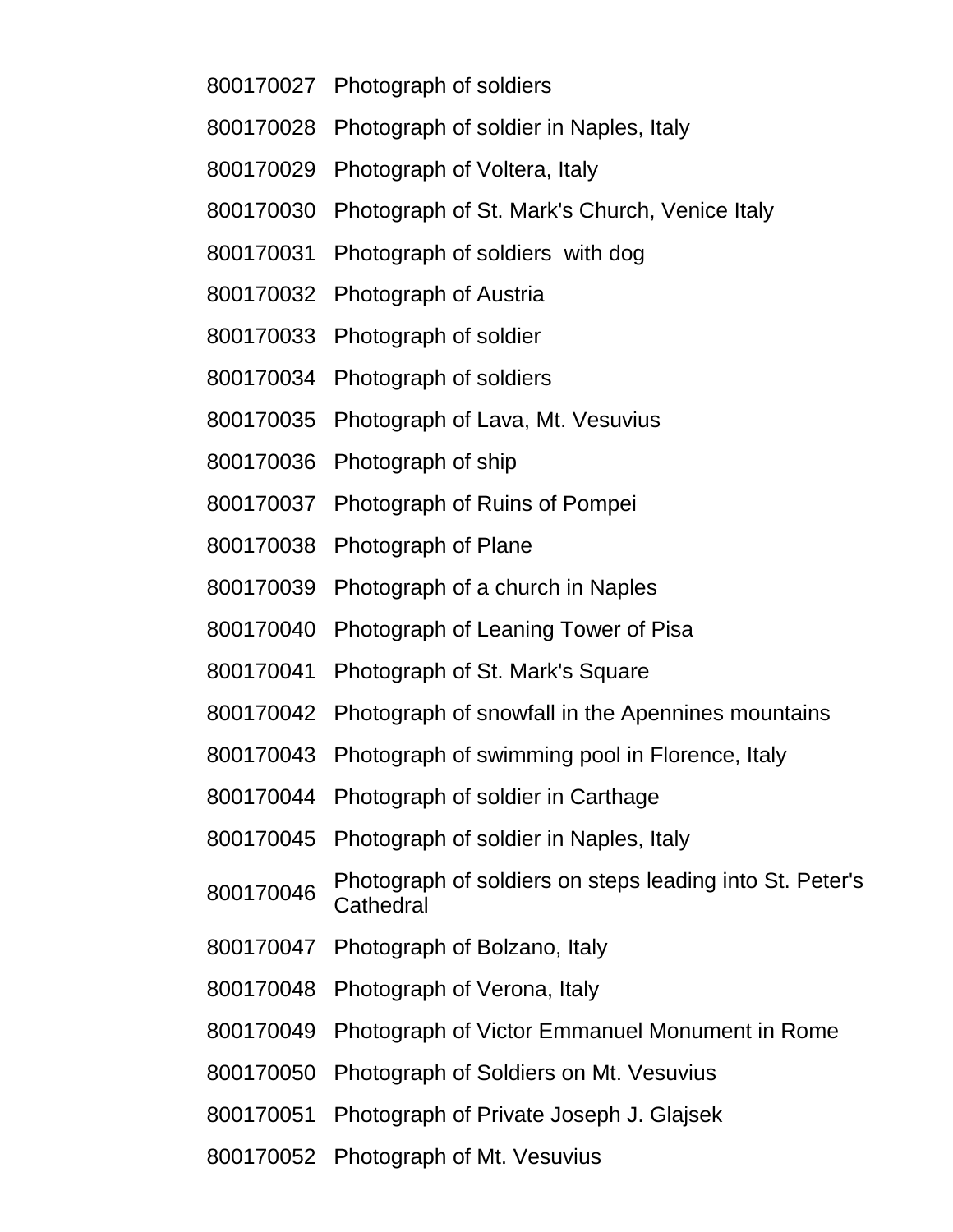| | |
|---|---|
| 800170027 | Photograph of soldiers |
| 800170028 | Photograph of soldier in Naples, Italy |
| 800170029 | Photograph of Voltera, Italy |
| 800170030 | Photograph of St. Mark's Church, Venice Italy |
| 800170031 | Photograph of soldiers  with dog |
| 800170032 | Photograph of Austria |
| 800170033 | Photograph of soldier |
| 800170034 | Photograph of soldiers |
| 800170035 | Photograph of Lava, Mt. Vesuvius |
| 800170036 | Photograph of ship |
| 800170037 | Photograph of Ruins of Pompei |
| 800170038 | Photograph of Plane |
| 800170039 | Photograph of a church in Naples |
| 800170040 | Photograph of Leaning Tower of Pisa |
| 800170041 | Photograph of St. Mark's Square |
| 800170042 | Photograph of snowfall in the Apennines mountains |
| 800170043 | Photograph of swimming pool in Florence, Italy |
| 800170044 | Photograph of soldier in Carthage |
| 800170045 | Photograph of soldier in Naples, Italy |
| 800170046 | Photograph of soldiers on steps leading into St. Peter's Cathedral |
| 800170047 | Photograph of Bolzano, Italy |
| 800170048 | Photograph of Verona, Italy |
| 800170049 | Photograph of Victor Emmanuel Monument in Rome |
| 800170050 | Photograph of Soldiers on Mt. Vesuvius |
| 800170051 | Photograph of Private Joseph J. Glajsek |
| 800170052 | Photograph of Mt. Vesuvius |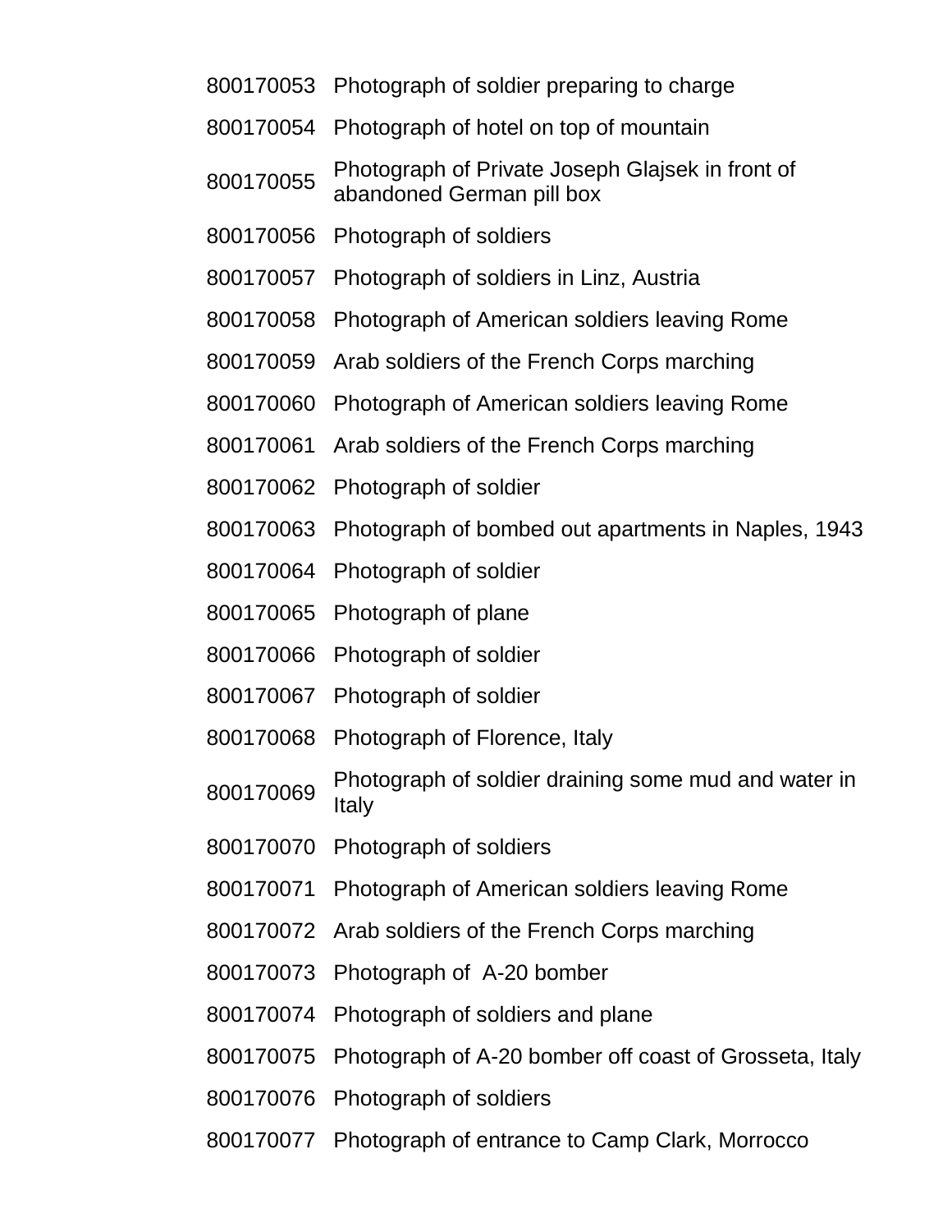| | |
|---|---|
| 800170053 | Photograph of soldier preparing to charge |
| 800170054 | Photograph of hotel on top of mountain |
| 800170055 | Photograph of Private Joseph Glajsek in front of abandoned German pill box |
| 800170056 | Photograph of soldiers |
| 800170057 | Photograph of soldiers in Linz, Austria |
| 800170058 | Photograph of American soldiers leaving Rome |
| 800170059 | Arab soldiers of the French Corps marching |
| 800170060 | Photograph of American soldiers leaving Rome |
| 800170061 | Arab soldiers of the French Corps marching |
| 800170062 | Photograph of soldier |
| 800170063 | Photograph of bombed out apartments in Naples, 1943 |
| 800170064 | Photograph of soldier |
| 800170065 | Photograph of plane |
| 800170066 | Photograph of soldier |
| 800170067 | Photograph of soldier |
| 800170068 | Photograph of Florence, Italy |
| 800170069 | Photograph of soldier draining some mud and water in Italy |
| 800170070 | Photograph of soldiers |
| 800170071 | Photograph of American soldiers leaving Rome |
| 800170072 | Arab soldiers of the French Corps marching |
| 800170073 | Photograph of A-20 bomber |
| 800170074 | Photograph of soldiers and plane |
| 800170075 | Photograph of A-20 bomber off coast of Grosseta, Italy |
| 800170076 | Photograph of soldiers |
| 800170077 | Photograph of entrance to Camp Clark, Morrocco |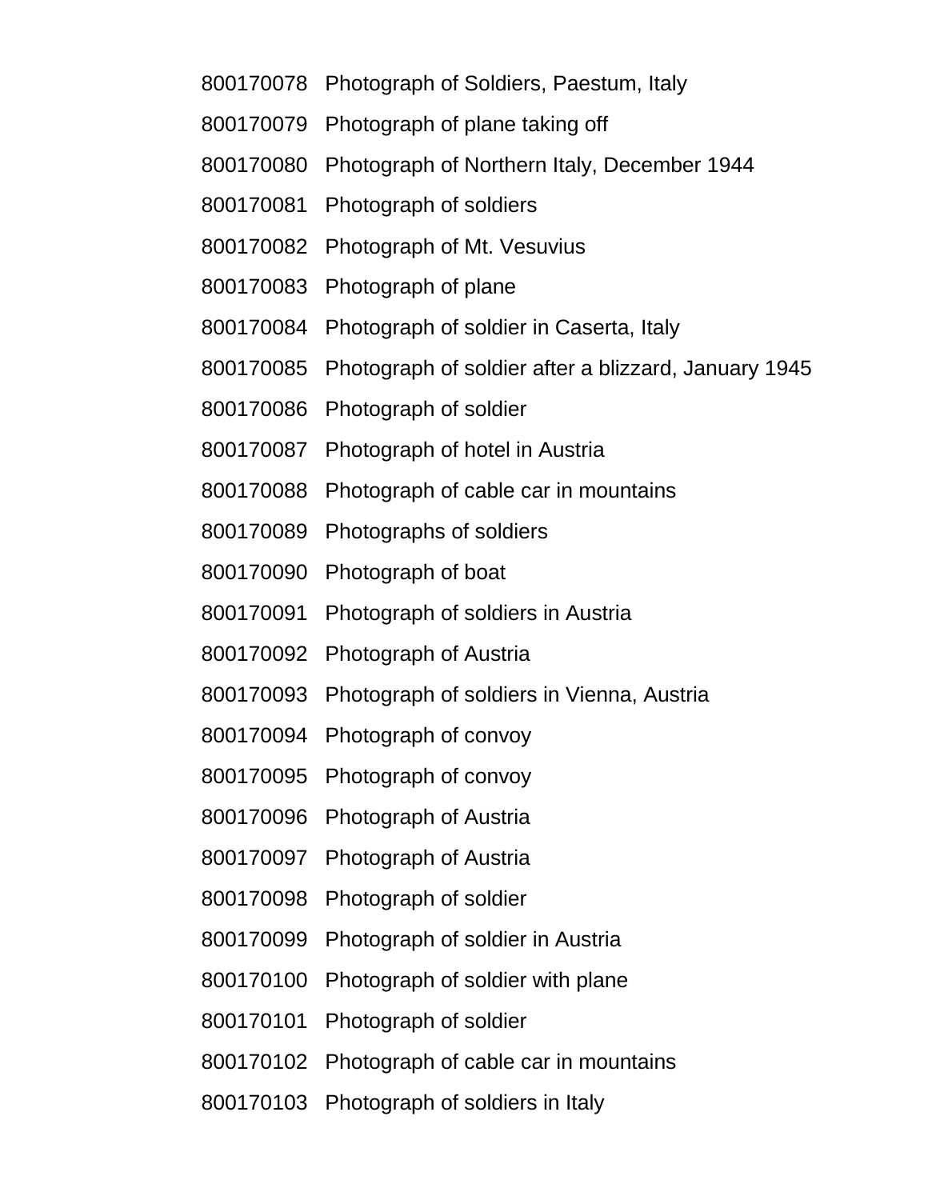800170078 Photograph of Soldiers, Paestum, Italy

800170079 Photograph of plane taking off

800170080 Photograph of Northern Italy, December 1944

800170081 Photograph of soldiers

800170082 Photograph of Mt. Vesuvius

800170083 Photograph of plane

800170084 Photograph of soldier in Caserta, Italy

800170085 Photograph of soldier after a blizzard, January 1945

800170086 Photograph of soldier

800170087 Photograph of hotel in Austria

800170088 Photograph of cable car in mountains

800170089 Photographs of soldiers

800170090 Photograph of boat

800170091 Photograph of soldiers in Austria

800170092 Photograph of Austria

800170093 Photograph of soldiers in Vienna, Austria

800170094 Photograph of convoy

800170095 Photograph of convoy

800170096 Photograph of Austria

800170097 Photograph of Austria

800170098 Photograph of soldier

800170099 Photograph of soldier in Austria

800170100 Photograph of soldier with plane

800170101 Photograph of soldier

800170102 Photograph of cable car in mountains

800170103 Photograph of soldiers in Italy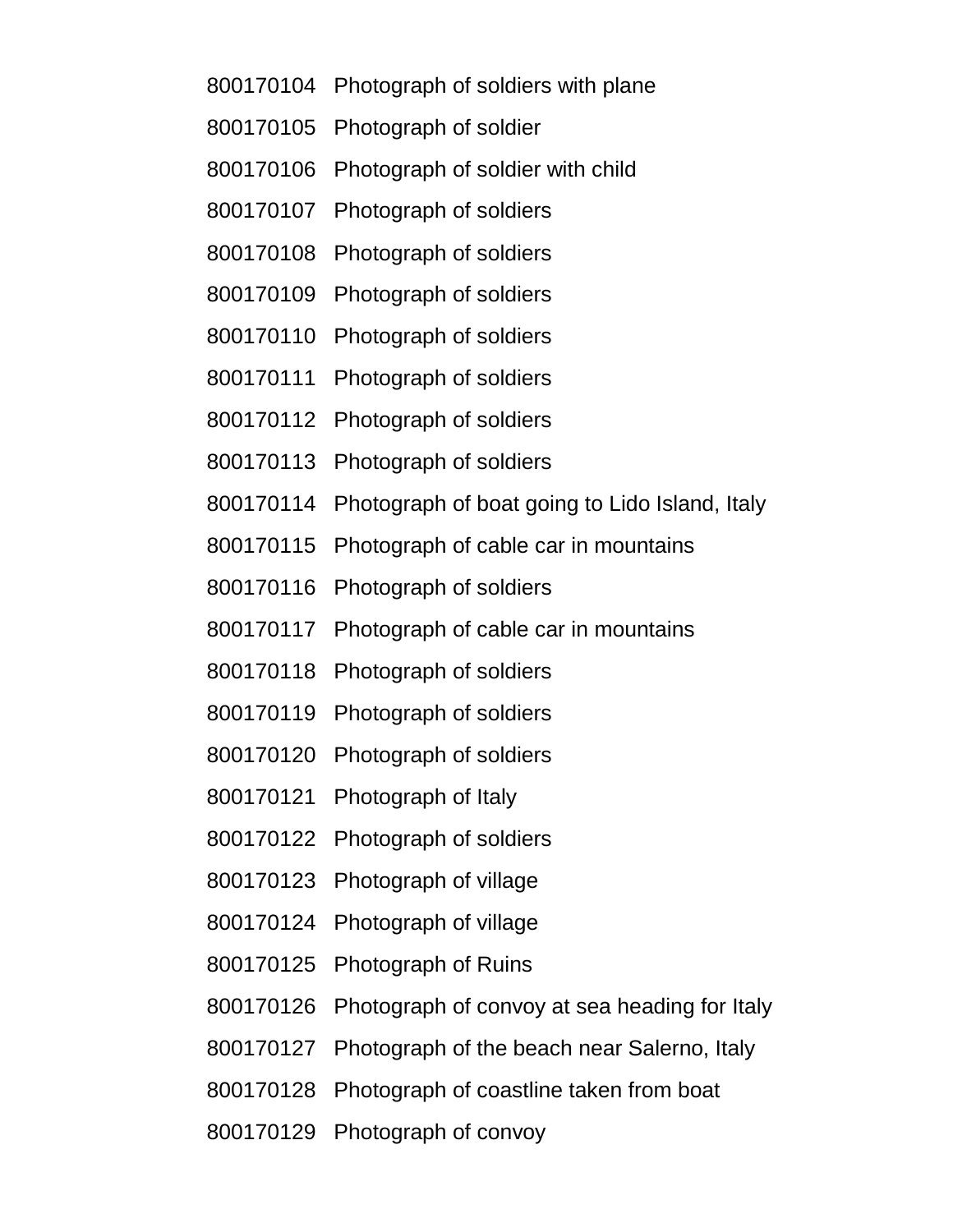| | |
|---|---|
| 800170104 | Photograph of soldiers with plane |
| 800170105 | Photograph of soldier |
| 800170106 | Photograph of soldier with child |
| 800170107 | Photograph of soldiers |
| 800170108 | Photograph of soldiers |
| 800170109 | Photograph of soldiers |
| 800170110 | Photograph of soldiers |
| 800170111 | Photograph of soldiers |
| 800170112 | Photograph of soldiers |
| 800170113 | Photograph of soldiers |
| 800170114 | Photograph of boat going to Lido Island, Italy |
| 800170115 | Photograph of cable car in mountains |
| 800170116 | Photograph of soldiers |
| 800170117 | Photograph of cable car in mountains |
| 800170118 | Photograph of soldiers |
| 800170119 | Photograph of soldiers |
| 800170120 | Photograph of soldiers |
| 800170121 | Photograph of Italy |
| 800170122 | Photograph of soldiers |
| 800170123 | Photograph of village |
| 800170124 | Photograph of village |
| 800170125 | Photograph of Ruins |
| 800170126 | Photograph of convoy at sea heading for Italy |
| 800170127 | Photograph of the beach near Salerno, Italy |
| 800170128 | Photograph of coastline taken from boat |
| 800170129 | Photograph of convoy |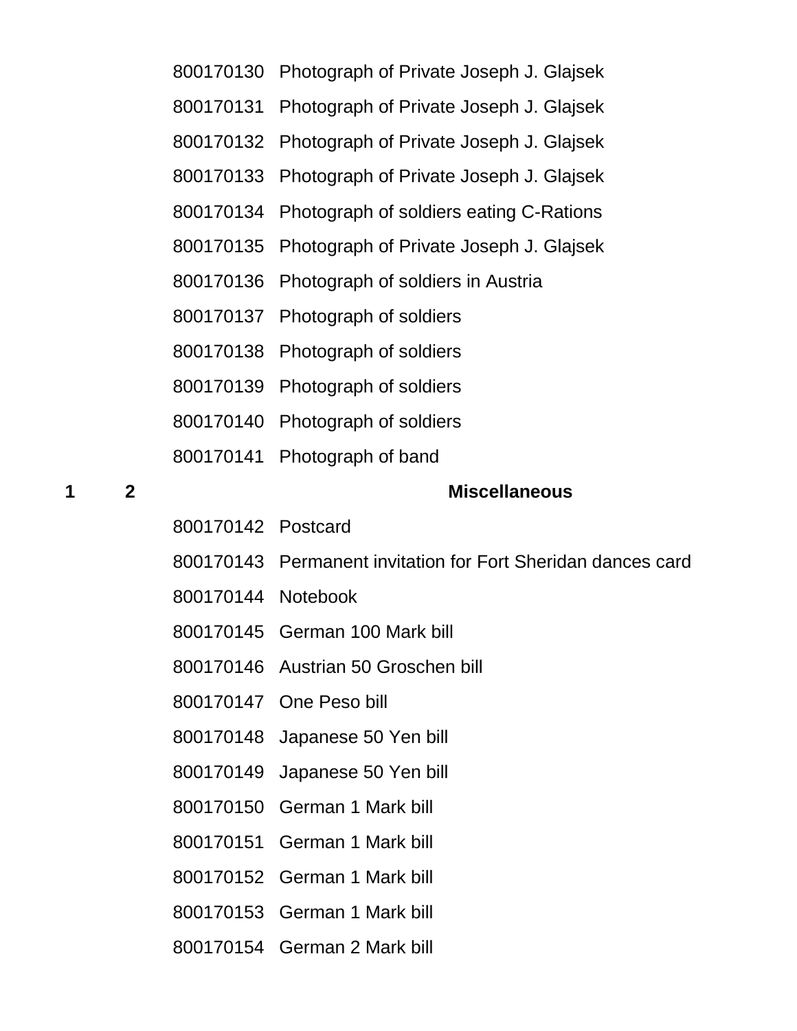| | | | |
|---|---|---|---|
| | | 800170130 | Photograph of Private Joseph J. Glajsek |
| | | 800170131 | Photograph of Private Joseph J. Glajsek |
| | | 800170132 | Photograph of Private Joseph J. Glajsek |
| | | 800170133 | Photograph of Private Joseph J. Glajsek |
| | | 800170134 | Photograph of soldiers eating C-Rations |
| | | 800170135 | Photograph of Private Joseph J. Glajsek |
| | | 800170136 | Photograph of soldiers in Austria |
| | | 800170137 | Photograph of soldiers |
| | | 800170138 | Photograph of soldiers |
| | | 800170139 | Photograph of soldiers |
| | | 800170140 | Photograph of soldiers |
| | | 800170141 | Photograph of band |
| **1** | **2** | | **Miscellaneous** |
| | | 800170142 | Postcard |
| | | 800170143 | Permanent invitation for Fort Sheridan dances card |
| | | 800170144 | Notebook |
| | | 800170145 | German 100 Mark bill |
| | | 800170146 | Austrian 50 Groschen bill |
| | | 800170147 | One Peso bill |
| | | 800170148 | Japanese 50 Yen bill |
| | | 800170149 | Japanese 50 Yen bill |
| | | 800170150 | German 1 Mark bill |
| | | 800170151 | German 1 Mark bill |
| | | 800170152 | German 1 Mark bill |
| | | 800170153 | German 1 Mark bill |
| | | 800170154 | German 2 Mark bill |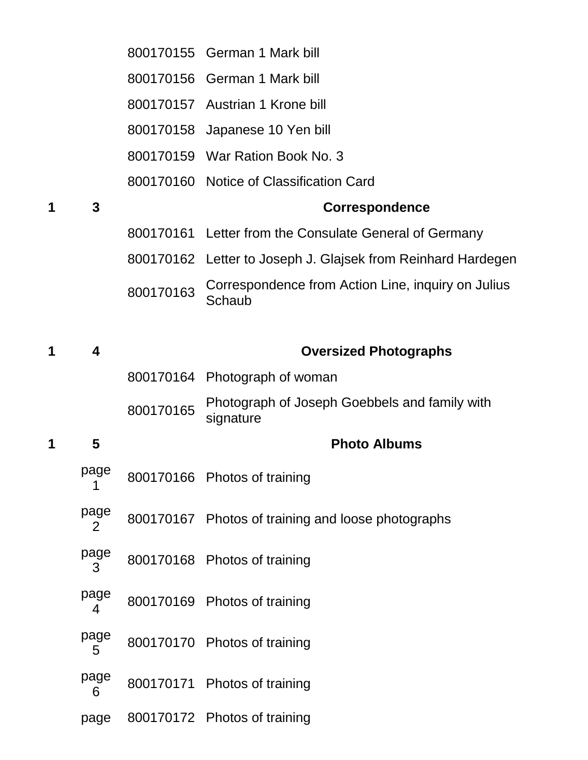| | | | |
|---|---|---|---|
| | | 800170155 | German 1 Mark bill |
| | | 800170156 | German 1 Mark bill |
| | | 800170157 | Austrian 1 Krone bill |
| | | 800170158 | Japanese 10 Yen bill |
| | | 800170159 | War Ration Book No. 3 |
| | | 800170160 | Notice of Classification Card |
| **1** | **3** | | **Correspondence** |
| | | 800170161 | Letter from the Consulate General of Germany |
| | | 800170162 | Letter to Joseph J. Glajsek from Reinhard Hardegen |
| | | 800170163 | Correspondence from Action Line, inquiry on Julius Schaub |
| **1** | **4** | | **Oversized Photographs** |
| | | 800170164 | Photograph of woman |
| | | 800170165 | Photograph of Joseph Goebbels and family with signature |
| **1** | **5** | | **Photo Albums** |
| | page 1 | 800170166 | Photos of training |
| | page 2 | 800170167 | Photos of training and loose photographs |
| | page 3 | 800170168 | Photos of training |
| | page 4 | 800170169 | Photos of training |
| | page 5 | 800170170 | Photos of training |
| | page 6 | 800170171 | Photos of training |
| | page | 800170172 | Photos of training |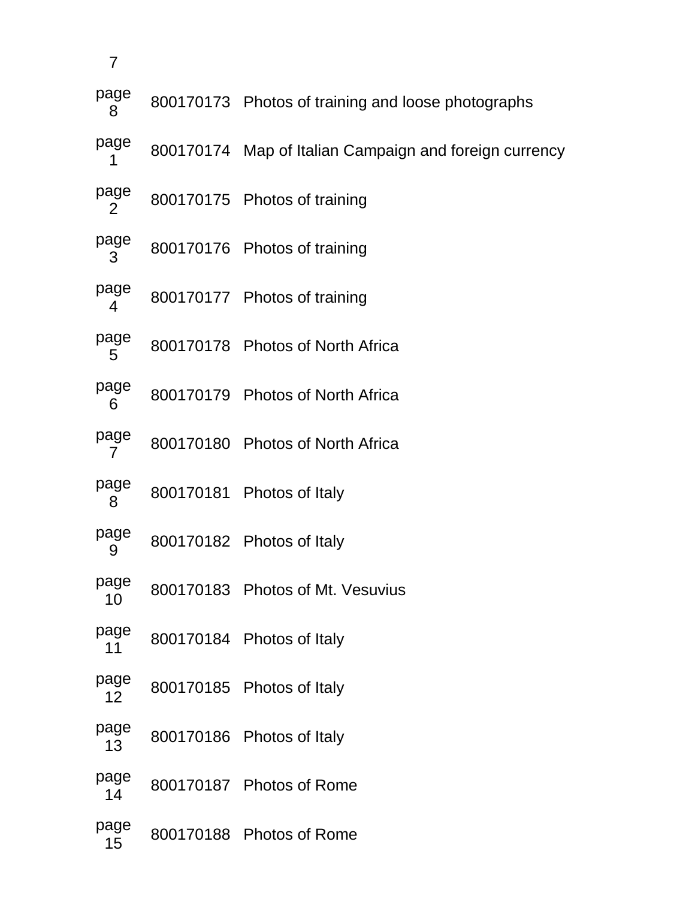| | | |
|---|---|---|
| 7 | | |
| page 8 | 800170173 | Photos of training and loose photographs |
| page 1 | 800170174 | Map of Italian Campaign and foreign currency |
| page 2 | 800170175 | Photos of training |
| page 3 | 800170176 | Photos of training |
| page 4 | 800170177 | Photos of training |
| page 5 | 800170178 | Photos of North Africa |
| page 6 | 800170179 | Photos of North Africa |
| page 7 | 800170180 | Photos of North Africa |
| page 8 | 800170181 | Photos of Italy |
| page 9 | 800170182 | Photos of Italy |
| page 10 | 800170183 | Photos of Mt. Vesuvius |
| page 11 | 800170184 | Photos of Italy |
| page 12 | 800170185 | Photos of Italy |
| page 13 | 800170186 | Photos of Italy |
| page 14 | 800170187 | Photos of Rome |
| page 15 | 800170188 | Photos of Rome |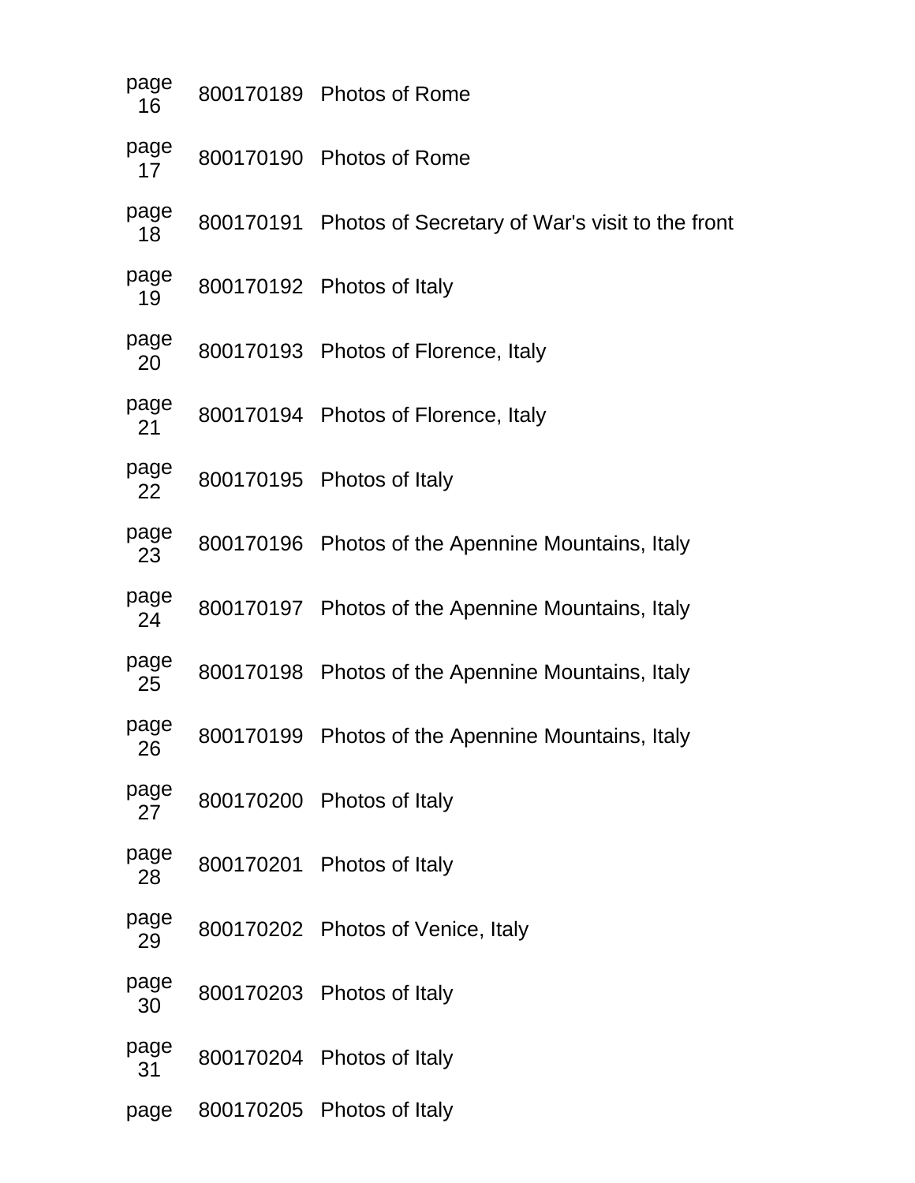| | | |
|---|---|---|
| page 16 | 800170189 | Photos of Rome |
| page 17 | 800170190 | Photos of Rome |
| page 18 | 800170191 | Photos of Secretary of War's visit to the front |
| page 19 | 800170192 | Photos of Italy |
| page 20 | 800170193 | Photos of Florence, Italy |
| page 21 | 800170194 | Photos of Florence, Italy |
| page 22 | 800170195 | Photos of Italy |
| page 23 | 800170196 | Photos of the Apennine Mountains, Italy |
| page 24 | 800170197 | Photos of the Apennine Mountains, Italy |
| page 25 | 800170198 | Photos of the Apennine Mountains, Italy |
| page 26 | 800170199 | Photos of the Apennine Mountains, Italy |
| page 27 | 800170200 | Photos of Italy |
| page 28 | 800170201 | Photos of Italy |
| page 29 | 800170202 | Photos of Venice, Italy |
| page 30 | 800170203 | Photos of Italy |
| page 31 | 800170204 | Photos of Italy |
| page | 800170205 | Photos of Italy |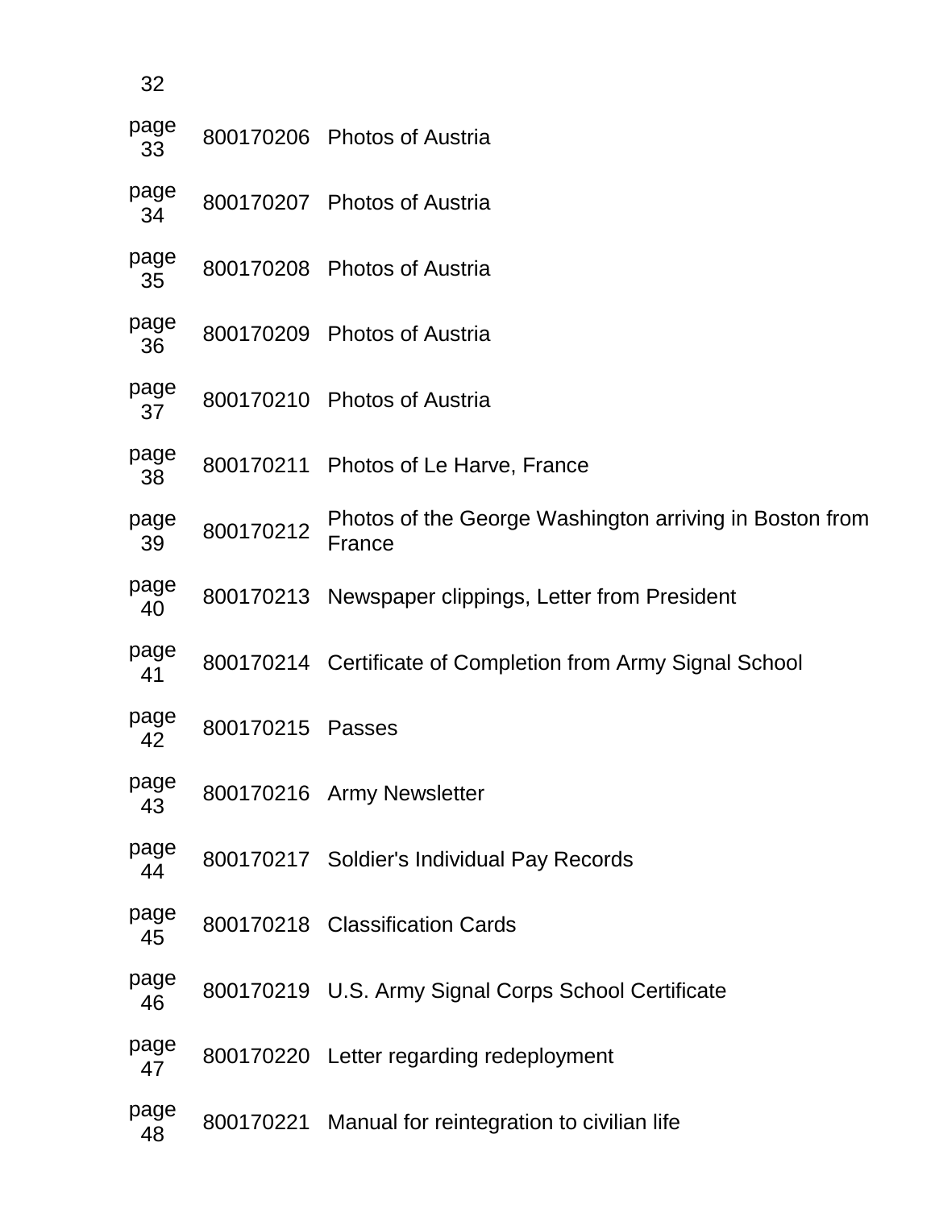| | | |
|---|---|---|
| 32 | | |
| page 33 | 800170206 | Photos of Austria |
| page 34 | 800170207 | Photos of Austria |
| page 35 | 800170208 | Photos of Austria |
| page 36 | 800170209 | Photos of Austria |
| page 37 | 800170210 | Photos of Austria |
| page 38 | 800170211 | Photos of Le Harve, France |
| page 39 | 800170212 | Photos of the George Washington arriving in Boston from France |
| page 40 | 800170213 | Newspaper clippings, Letter from President |
| page 41 | 800170214 | Certificate of Completion from Army Signal School |
| page 42 | 800170215 | Passes |
| page 43 | 800170216 | Army Newsletter |
| page 44 | 800170217 | Soldier's Individual Pay Records |
| page 45 | 800170218 | Classification Cards |
| page 46 | 800170219 | U.S. Army Signal Corps School Certificate |
| page 47 | 800170220 | Letter regarding redeployment |
| page 48 | 800170221 | Manual for reintegration to civilian life |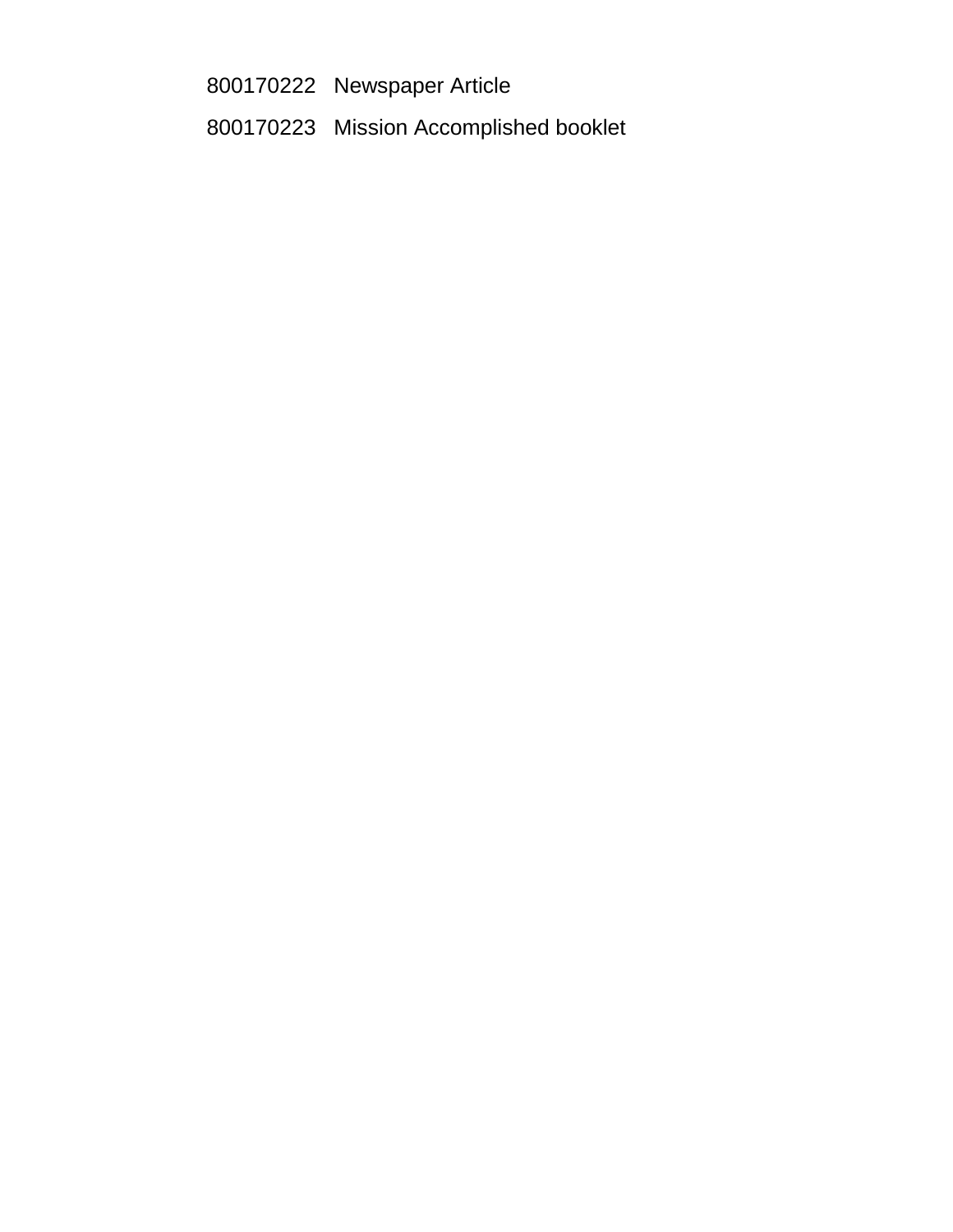800170222   Newspaper Article

800170223   Mission Accomplished booklet